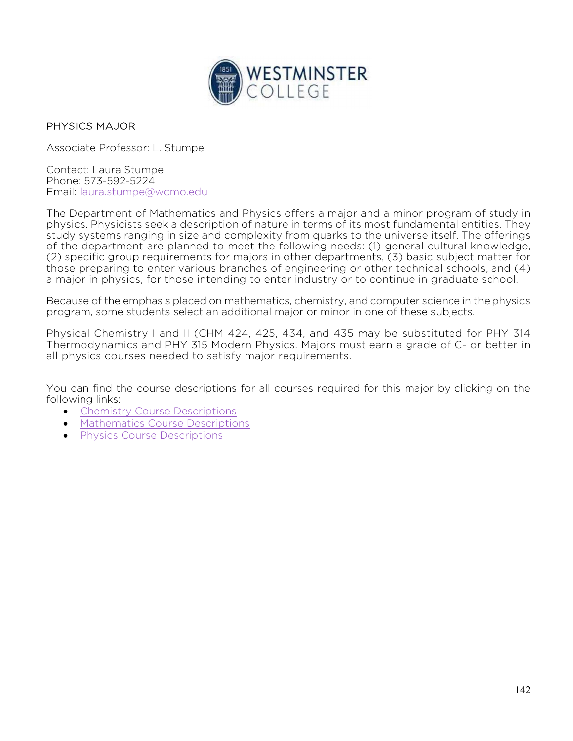# PHYSICS MAJOR

Associate Professor: L. Stumpe

Contact: Laura Stumpe
Phone: 573-592-5224
Email: [laura.stumpe@wcmo.edu](mailto:laura.stumpe@wcmo.edu)

The Department of Mathematics and Physics offers a major and a minor program of study in physics. Physicists seek a description of nature in terms of its most fundamental entities. They study systems ranging in size and complexity from quarks to the universe itself. The offerings of the department are planned to meet the following needs: (1) general cultural knowledge, (2) specific group requirements for majors in other departments, (3) basic subject matter for those preparing to enter various branches of engineering or other technical schools, and (4) a major in physics, for those intending to enter industry or to continue in graduate school.

Because of the emphasis placed on mathematics, chemistry, and computer science in the physics program, some students select an additional major or minor in one of these subjects.

Physical Chemistry I and II (CHM 424, 425, 434, and 435 may be substituted for PHY 314 Thermodynamics and PHY 315 Modern Physics. Majors must earn a grade of C- or better in all physics courses needed to satisfy major requirements.

You can find the course descriptions for all courses required for this major by clicking on the following links:

- Chemistry Course Descriptions
- Mathematics Course Descriptions
- Physics Course Descriptions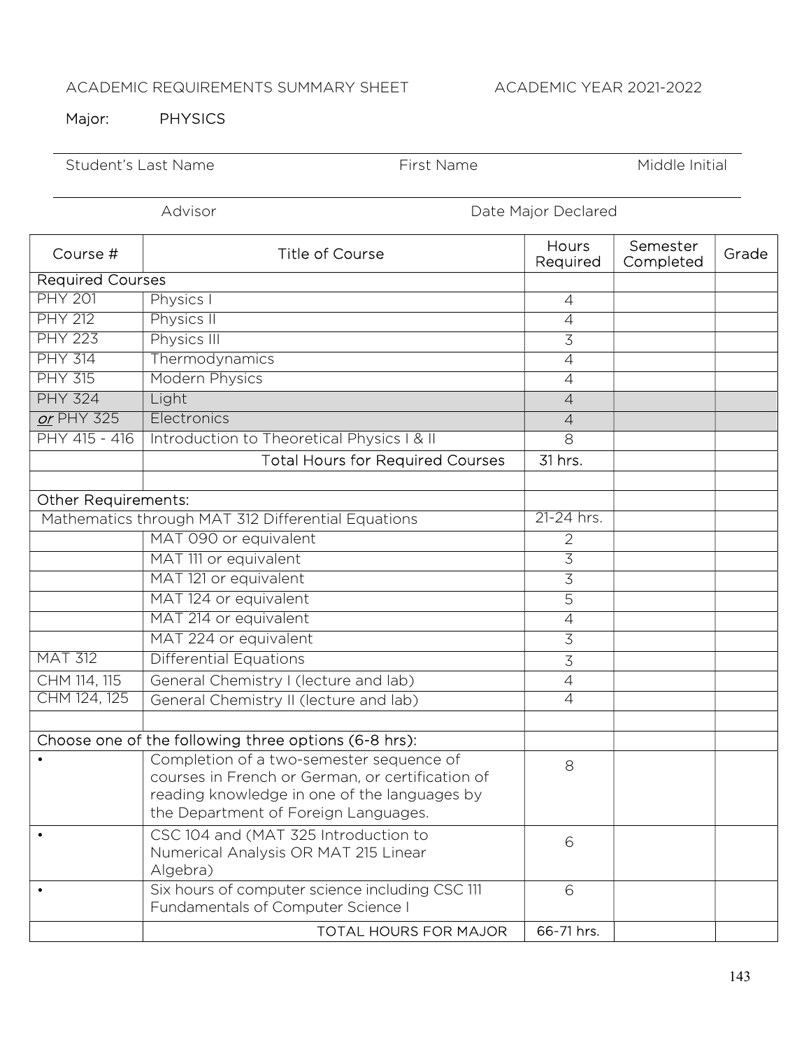ACADEMIC REQUIREMENTS SUMMARY SHEET ACADEMIC YEAR 2021-2022

Major: PHYSICS

Student's Last Name First Name Middle Initial

Advisor Date Major Declared

| Course # | Title of Course | Hours Required | Semester Completed | Grade |
|---|---|---|---|---|
| Required Courses | | | | |
| PHY 201 | Physics I | 4 | | |
| PHY 212 | Physics II | 4 | | |
| PHY 223 | Physics III | 3 | | |
| PHY 314 | Thermodynamics | 4 | | |
| PHY 315 | Modern Physics | 4 | | |
| PHY 324 | Light | 4 | | |
| *or* PHY 325 | Electronics | 4 | | |
| PHY 415 - 416 | Introduction to Theoretical Physics I & II | 8 | | |
| | Total Hours for Required Courses | 31 hrs. | | |
| | | | | |
| Other Requirements: | | | | |
| Mathematics through MAT 312 Differential Equations | | 21-24 hrs. | | |
| | MAT 090 or equivalent | 2 | | |
| | MAT 111 or equivalent | 3 | | |
| | MAT 121 or equivalent | 3 | | |
| | MAT 124 or equivalent | 5 | | |
| | MAT 214 or equivalent | 4 | | |
| | MAT 224 or equivalent | 3 | | |
| MAT 312 | Differential Equations | 3 | | |
| CHM 114, 115 | General Chemistry I (lecture and lab) | 4 | | |
| CHM 124, 125 | General Chemistry II (lecture and lab) | 4 | | |
| | | | | |
| Choose one of the following three options (6-8 hrs): | | | | |
| • | Completion of a two-semester sequence of courses in French or German, or certification of reading knowledge in one of the languages by the Department of Foreign Languages. | 8 | | |
| • | CSC 104 and (MAT 325 Introduction to Numerical Analysis OR MAT 215 Linear Algebra) | 6 | | |
| • | Six hours of computer science including CSC 111 Fundamentals of Computer Science I | 6 | | |
| | TOTAL HOURS FOR MAJOR | 66-71 hrs. | | |